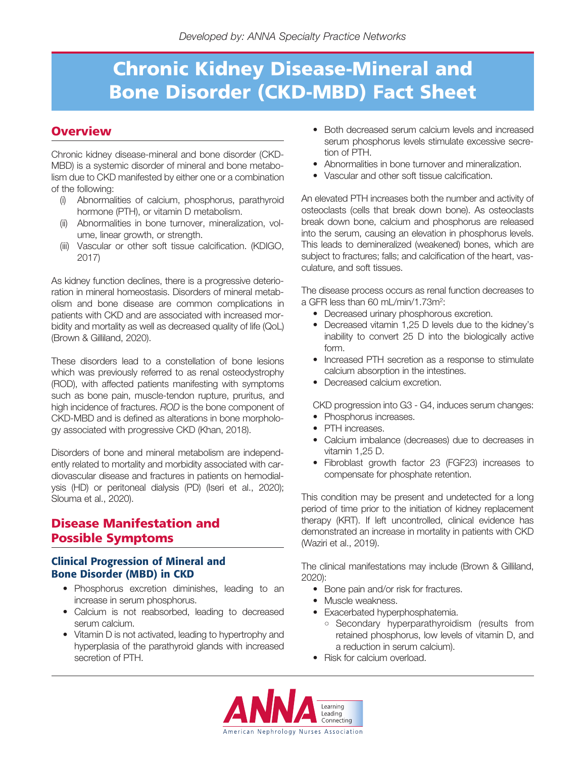Developed by: ANNA Specialty Practice Networks

# Chronic Kidney Disease-Mineral and Bone Disorder (CKD-MBD) Fact Sheet

## Overview

Chronic kidney disease-mineral and bone disorder (CKD-MBD) is a systemic disorder of mineral and bone metabolism due to CKD manifested by either one or a combination of the following:

(i) Abnormalities of calcium, phosphorus, parathyroid hormone (PTH), or vitamin D metabolism.
(ii) Abnormalities in bone turnover, mineralization, volume, linear growth, or strength.
(iii) Vascular or other soft tissue calcification. (KDIGO, 2017)

As kidney function declines, there is a progressive deterioration in mineral homeostasis. Disorders of mineral metabolism and bone disease are common complications in patients with CKD and are associated with increased morbidity and mortality as well as decreased quality of life (QoL) (Brown & Gilliland, 2020).

These disorders lead to a constellation of bone lesions which was previously referred to as renal osteodystrophy (ROD), with affected patients manifesting with symptoms such as bone pain, muscle-tendon rupture, pruritus, and high incidence of fractures. *ROD* is the bone component of CKD-MBD and is defined as alterations in bone morphology associated with progressive CKD (Khan, 2018).

Disorders of bone and mineral metabolism are independently related to mortality and morbidity associated with cardiovascular disease and fractures in patients on hemodialysis (HD) or peritoneal dialysis (PD) (Iseri et al., 2020); Slouma et al., 2020).

## Disease Manifestation and Possible Symptoms

### Clinical Progression of Mineral and Bone Disorder (MBD) in CKD

- Phosphorus excretion diminishes, leading to an increase in serum phosphorus.
- Calcium is not reabsorbed, leading to decreased serum calcium.
- Vitamin D is not activated, leading to hypertrophy and hyperplasia of the parathyroid glands with increased secretion of PTH.
- Both decreased serum calcium levels and increased serum phosphorus levels stimulate excessive secretion of PTH.
- Abnormalities in bone turnover and mineralization.
- Vascular and other soft tissue calcification.

An elevated PTH increases both the number and activity of osteoclasts (cells that break down bone). As osteoclasts break down bone, calcium and phosphorus are released into the serum, causing an elevation in phosphorus levels. This leads to demineralized (weakened) bones, which are subject to fractures; falls; and calcification of the heart, vasculature, and soft tissues.

The disease process occurs as renal function decreases to a GFR less than 60 mL/min/1.73m$^2$:

- Decreased urinary phosphorous excretion.
- Decreased vitamin 1,25 D levels due to the kidney's inability to convert 25 D into the biologically active form.
- Increased PTH secretion as a response to stimulate calcium absorption in the intestines.
- Decreased calcium excretion.

CKD progression into G3 - G4, induces serum changes:

- Phosphorus increases.
- PTH increases.
- Calcium imbalance (decreases) due to decreases in vitamin 1,25 D.
- Fibroblast growth factor 23 (FGF23) increases to compensate for phosphate retention.

This condition may be present and undetected for a long period of time prior to the initiation of kidney replacement therapy (KRT). If left uncontrolled, clinical evidence has demonstrated an increase in mortality in patients with CKD (Waziri et al., 2019).

The clinical manifestations may include (Brown & Gilliland, 2020):

- Bone pain and/or risk for fractures.
- Muscle weakness.
- Exacerbated hyperphosphatemia.
  - Secondary hyperparathyroidism (results from retained phosphorus, low levels of vitamin D, and a reduction in serum calcium).
- Risk for calcium overload.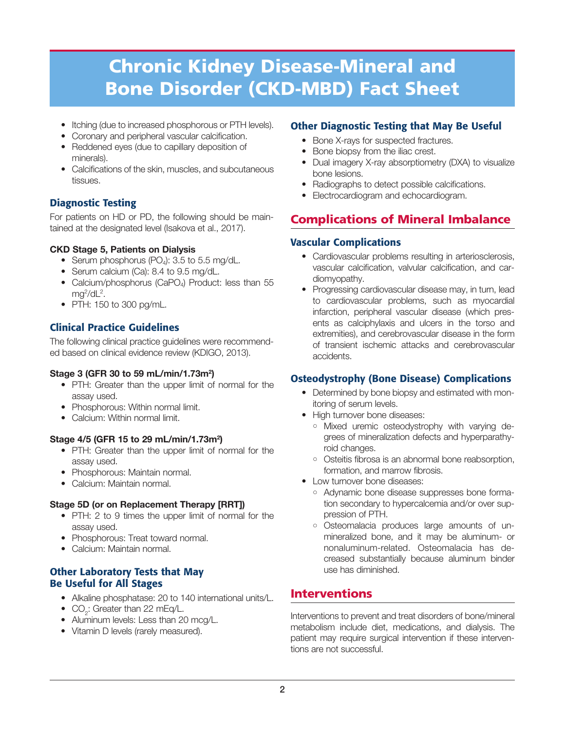# Chronic Kidney Disease-Mineral and Bone Disorder (CKD-MBD) Fact Sheet

- Itching (due to increased phosphorous or PTH levels).
- Coronary and peripheral vascular calcification.
- Reddened eyes (due to capillary deposition of minerals).
- Calcifications of the skin, muscles, and subcutaneous tissues.

### Diagnostic Testing

For patients on HD or PD, the following should be maintained at the designated level (Isakova et al., 2017).

**CKD Stage 5, Patients on Dialysis**

- Serum phosphorus ($PO_4$): 3.5 to 5.5 mg/dL.
- Serum calcium (Ca): 8.4 to 9.5 mg/dL.
- Calcium/phosphorus ($CaPO_4$) Product: less than 55 $mg^2/dL^2$.
- PTH: 150 to 300 pg/mL.

### Clinical Practice Guidelines

The following clinical practice guidelines were recommended based on clinical evidence review (KDIGO, 2013).

**Stage 3 (GFR 30 to 59 mL/min/1.73m²)**

- PTH: Greater than the upper limit of normal for the assay used.
- Phosphorous: Within normal limit.
- Calcium: Within normal limit.

**Stage 4/5 (GFR 15 to 29 mL/min/1.73m²)**

- PTH: Greater than the upper limit of normal for the assay used.
- Phosphorous: Maintain normal.
- Calcium: Maintain normal.

**Stage 5D (or on Replacement Therapy [RRT])**

- PTH: 2 to 9 times the upper limit of normal for the assay used.
- Phosphorous: Treat toward normal.
- Calcium: Maintain normal.

### Other Laboratory Tests that May Be Useful for All Stages

- Alkaline phosphatase: 20 to 140 international units/L.
- $CO_2$: Greater than 22 mEq/L.
- Aluminum levels: Less than 20 mcg/L.
- Vitamin D levels (rarely measured).

### Other Diagnostic Testing that May Be Useful

- Bone X-rays for suspected fractures.
- Bone biopsy from the iliac crest.
- Dual imagery X-ray absorptiometry (DXA) to visualize bone lesions.
- Radiographs to detect possible calcifications.
- Electrocardiogram and echocardiogram.

## Complications of Mineral Imbalance

### Vascular Complications

- Cardiovascular problems resulting in arteriosclerosis, vascular calcification, valvular calcification, and cardiomyopathy.
- Progressing cardiovascular disease may, in turn, lead to cardiovascular problems, such as myocardial infarction, peripheral vascular disease (which presents as calciphylaxis and ulcers in the torso and extremities), and cerebrovascular disease in the form of transient ischemic attacks and cerebrovascular accidents.

### Osteodystrophy (Bone Disease) Complications

- Determined by bone biopsy and estimated with monitoring of serum levels.
- High turnover bone diseases:
  - Mixed uremic osteodystrophy with varying degrees of mineralization defects and hyperparathyroid changes.
  - Osteitis fibrosa is an abnormal bone reabsorption, formation, and marrow fibrosis.
- Low turnover bone diseases:
  - Adynamic bone disease suppresses bone formation secondary to hypercalcemia and/or over suppression of PTH.
  - Osteomalacia produces large amounts of unmineralized bone, and it may be aluminum- or nonaluminum-related. Osteomalacia has decreased substantially because aluminum binder use has diminished.

## Interventions

Interventions to prevent and treat disorders of bone/mineral metabolism include diet, medications, and dialysis. The patient may require surgical intervention if these interventions are not successful.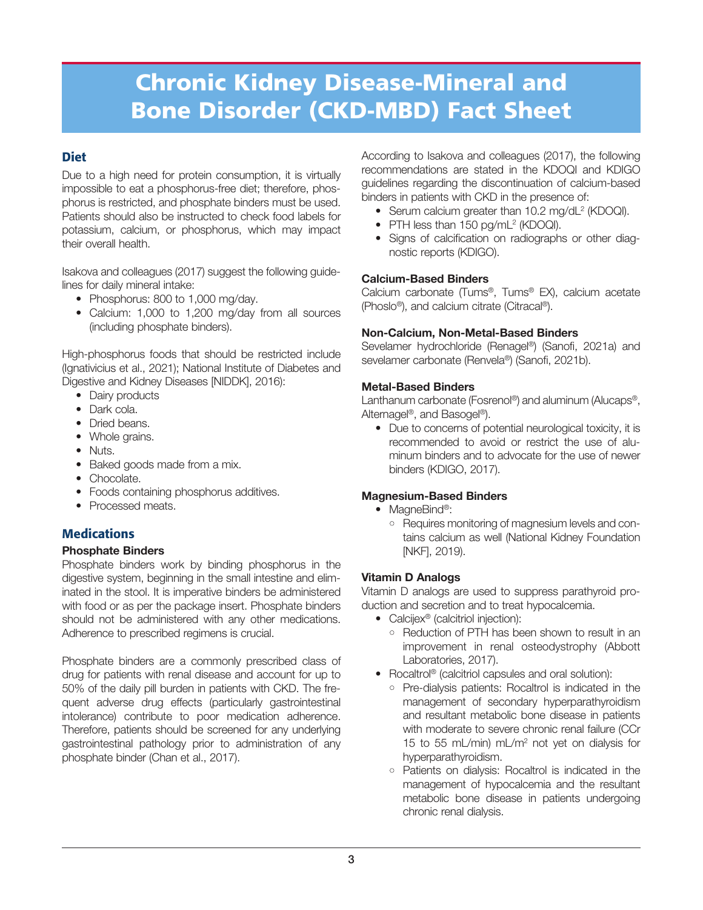# Chronic Kidney Disease-Mineral and Bone Disorder (CKD-MBD) Fact Sheet

## Diet

Due to a high need for protein consumption, it is virtually impossible to eat a phosphorus-free diet; therefore, phosphorus is restricted, and phosphate binders must be used. Patients should also be instructed to check food labels for potassium, calcium, or phosphorus, which may impact their overall health.

Isakova and colleagues (2017) suggest the following guidelines for daily mineral intake:

- Phosphorus: 800 to 1,000 mg/day.
- Calcium: 1,000 to 1,200 mg/day from all sources (including phosphate binders).

High-phosphorus foods that should be restricted include (Ignatavicius et al., 2021); National Institute of Diabetes and Digestive and Kidney Diseases [NIDDK], 2016):

- Dairy products
- Dark cola.
- Dried beans.
- Whole grains.
- Nuts.
- Baked goods made from a mix.
- Chocolate.
- Foods containing phosphorus additives.
- Processed meats.

## Medications

### Phosphate Binders

Phosphate binders work by binding phosphorus in the digestive system, beginning in the small intestine and eliminated in the stool. It is imperative binders be administered with food or as per the package insert. Phosphate binders should not be administered with any other medications. Adherence to prescribed regimens is crucial.

Phosphate binders are a commonly prescribed class of drug for patients with renal disease and account for up to 50% of the daily pill burden in patients with CKD. The frequent adverse drug effects (particularly gastrointestinal intolerance) contribute to poor medication adherence. Therefore, patients should be screened for any underlying gastrointestinal pathology prior to administration of any phosphate binder (Chan et al., 2017).

According to Isakova and colleagues (2017), the following recommendations are stated in the KDOQI and KDIGO guidelines regarding the discontinuation of calcium-based binders in patients with CKD in the presence of:

- Serum calcium greater than 10.2 mg/dL[2] (KDOQI).
- PTH less than 150 pg/mL[2] (KDOQI).
- Signs of calcification on radiographs or other diagnostic reports (KDIGO).

### Calcium-Based Binders

Calcium carbonate (Tums®, Tums® EX), calcium acetate (Phoslo®), and calcium citrate (Citracal®).

### Non-Calcium, Non-Metal-Based Binders

Sevelamer hydrochloride (Renagel®) (Sanofi, 2021a) and sevelamer carbonate (Renvela®) (Sanofi, 2021b).

### Metal-Based Binders

Lanthanum carbonate (Fosrenol®) and aluminum (Alucaps®, Alternagel®, and Basogel®).

- Due to concerns of potential neurological toxicity, it is recommended to avoid or restrict the use of aluminum binders and to advocate for the use of newer binders (KDIGO, 2017).

### Magnesium-Based Binders

- MagneBind®:
  - Requires monitoring of magnesium levels and contains calcium as well (National Kidney Foundation [NKF], 2019).

### Vitamin D Analogs

Vitamin D analogs are used to suppress parathyroid production and secretion and to treat hypocalcemia.

- Calcijex® (calcitriol injection):
  - Reduction of PTH has been shown to result in an improvement in renal osteodystrophy (Abbott Laboratories, 2017).
- Rocaltrol® (calcitriol capsules and oral solution):
  - Pre-dialysis patients: Rocaltrol is indicated in the management of secondary hyperparathyroidism and resultant metabolic bone disease in patients with moderate to severe chronic renal failure (CCr 15 to 55 mL/min) mL/m[2] not yet on dialysis for hyperparathyroidism.
  - Patients on dialysis: Rocaltrol is indicated in the management of hypocalcemia and the resultant metabolic bone disease in patients undergoing chronic renal dialysis.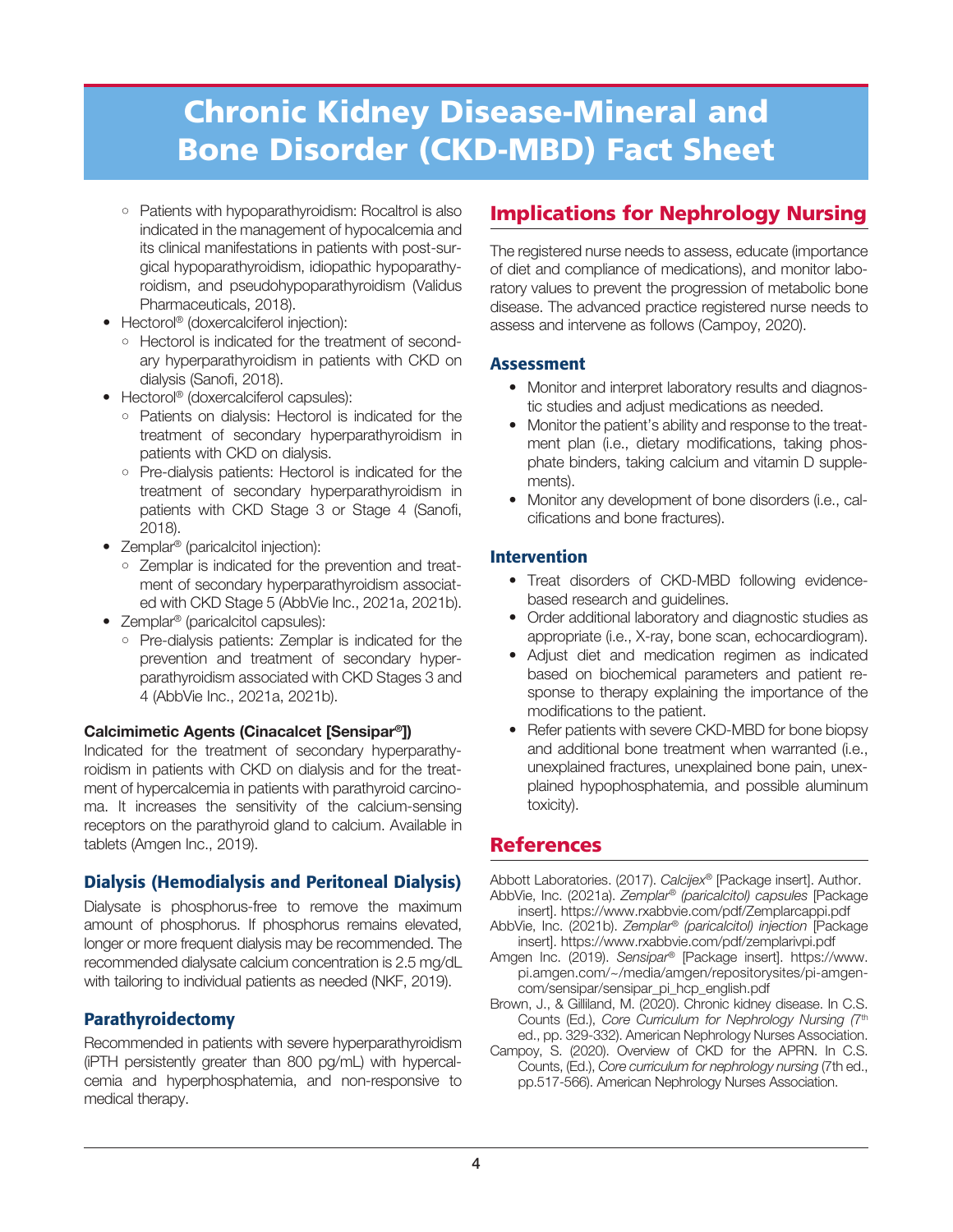# Chronic Kidney Disease-Mineral and Bone Disorder (CKD-MBD) Fact Sheet

- Patients with hypoparathyroidism: Rocaltrol is also indicated in the management of hypocalcemia and its clinical manifestations in patients with post-surgical hypoparathyroidism, idiopathic hypoparathyroidism, and pseudohypoparathyroidism (Validus Pharmaceuticals, 2018).
- Hectorol® (doxercalciferol injection):
  - Hectorol is indicated for the treatment of secondary hyperparathyroidism in patients with CKD on dialysis (Sanofi, 2018).
- Hectorol® (doxercalciferol capsules):
  - Patients on dialysis: Hectorol is indicated for the treatment of secondary hyperparathyroidism in patients with CKD on dialysis.
  - Pre-dialysis patients: Hectorol is indicated for the treatment of secondary hyperparathyroidism in patients with CKD Stage 3 or Stage 4 (Sanofi, 2018).
- Zemplar® (paricalcitol injection):
  - Zemplar is indicated for the prevention and treatment of secondary hyperparathyroidism associated with CKD Stage 5 (AbbVie Inc., 2021a, 2021b).
- Zemplar® (paricalcitol capsules):
  - Pre-dialysis patients: Zemplar is indicated for the prevention and treatment of secondary hyperparathyroidism associated with CKD Stages 3 and 4 (AbbVie Inc., 2021a, 2021b).

**Calcimimetic Agents (Cinacalcet [Sensipar®])**

Indicated for the treatment of secondary hyperparathyroidism in patients with CKD on dialysis and for the treatment of hypercalcemia in patients with parathyroid carcinoma. It increases the sensitivity of the calcium-sensing receptors on the parathyroid gland to calcium. Available in tablets (Amgen Inc., 2019).

### Dialysis (Hemodialysis and Peritoneal Dialysis)

Dialysate is phosphorus-free to remove the maximum amount of phosphorus. If phosphorus remains elevated, longer or more frequent dialysis may be recommended. The recommended dialysate calcium concentration is 2.5 mg/dL with tailoring to individual patients as needed (NKF, 2019).

### Parathyroidectomy

Recommended in patients with severe hyperparathyroidism (iPTH persistently greater than 800 pg/mL) with hypercalcemia and hyperphosphatemia, and non-responsive to medical therapy.

## Implications for Nephrology Nursing

The registered nurse needs to assess, educate (importance of diet and compliance of medications), and monitor laboratory values to prevent the progression of metabolic bone disease. The advanced practice registered nurse needs to assess and intervene as follows (Campoy, 2020).

### Assessment

- Monitor and interpret laboratory results and diagnostic studies and adjust medications as needed.
- Monitor the patient's ability and response to the treatment plan (i.e., dietary modifications, taking phosphate binders, taking calcium and vitamin D supplements).
- Monitor any development of bone disorders (i.e., calcifications and bone fractures).

### Intervention

- Treat disorders of CKD-MBD following evidence-based research and guidelines.
- Order additional laboratory and diagnostic studies as appropriate (i.e., X-ray, bone scan, echocardiogram).
- Adjust diet and medication regimen as indicated based on biochemical parameters and patient response to therapy explaining the importance of the modifications to the patient.
- Refer patients with severe CKD-MBD for bone biopsy and additional bone treatment when warranted (i.e., unexplained fractures, unexplained bone pain, unexplained hypophosphatemia, and possible aluminum toxicity).

## References

Abbott Laboratories. (2017). *Calcijex®* [Package insert]. Author.

AbbVie, Inc. (2021a). *Zemplar® (paricalcitol) capsules* [Package insert]. https://www.rxabbvie.com/pdf/Zemplarcappi.pdf

AbbVie, Inc. (2021b). *Zemplar® (paricalcitol) injection* [Package insert]. https://www.rxabbvie.com/pdf/zemplarivpi.pdf

Amgen Inc. (2019). *Sensipar®* [Package insert]. https://www.pi.amgen.com/~/media/amgen/repositorysites/pi-amgen-com/sensipar/sensipar_pi_hcp_english.pdf

Brown, J., & Gilliland, M. (2020). Chronic kidney disease. In C.S. Counts (Ed.), *Core Curriculum for Nephrology Nursing (7th* ed., pp. 329-332). American Nephrology Nurses Association.

Campoy, S. (2020). Overview of CKD for the APRN. In C.S. Counts, (Ed.), *Core curriculum for nephrology nursing* (7th ed., pp.517-566). American Nephrology Nurses Association.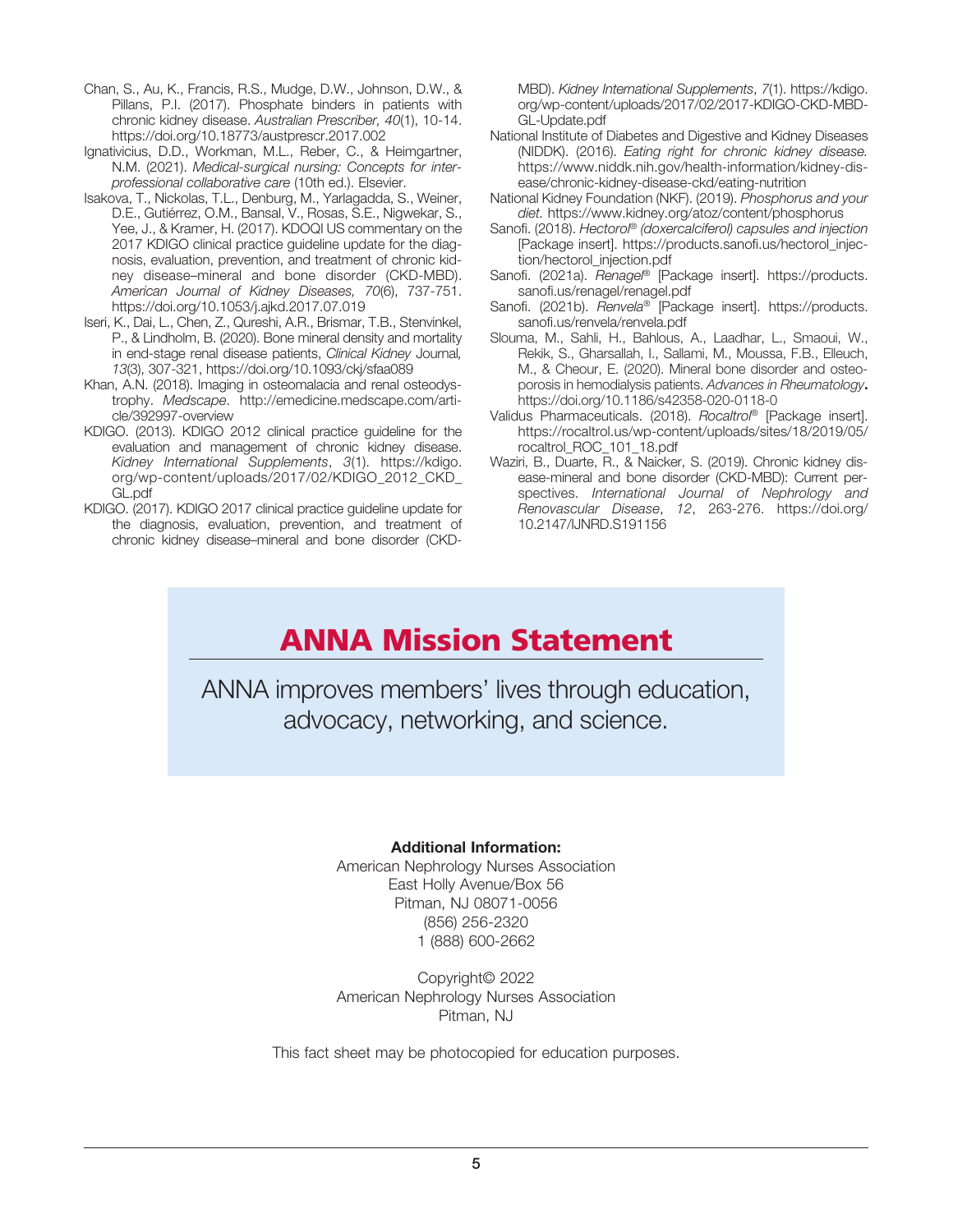Chan, S., Au, K., Francis, R.S., Mudge, D.W., Johnson, D.W., & Pillans, P.I. (2017). Phosphate binders in patients with chronic kidney disease. *Australian Prescriber, 40*(1), 10-14. https://doi.org/10.18773/austprescr.2017.002

Ignatavicius, D.D., Workman, M.L., Reber, C., & Heimgartner, N.M. (2021). *Medical-surgical nursing: Concepts for interprofessional collaborative care* (10th ed.). Elsevier.

Isakova, T., Nickolas, T.L., Denburg, M., Yarlagadda, S., Weiner, D.E., Gutiérrez, O.M., Bansal, V., Rosas, S.E., Nigwekar, S., Yee, J., & Kramer, H. (2017). KDOQI US commentary on the 2017 KDIGO clinical practice guideline update for the diagnosis, evaluation, prevention, and treatment of chronic kidney disease–mineral and bone disorder (CKD-MBD). *American Journal of Kidney Diseases, 70*(6), 737-751. https://doi.org/10.1053/j.ajkd.2017.07.019

Iseri, K., Dai, L., Chen, Z., Qureshi, A.R., Brismar, T.B., Stenvinkel, P., & Lindholm, B. (2020). Bone mineral density and mortality in end-stage renal disease patients, *Clinical Kidney* Journal*, 13*(3), 307-321, https://doi.org/10.1093/ckj/sfaa089

Khan, A.N. (2018). Imaging in osteomalacia and renal osteodystrophy. *Medscape*. http://emedicine.medscape.com/article/392997-overview

KDIGO. (2013). KDIGO 2012 clinical practice guideline for the evaluation and management of chronic kidney disease. *Kidney International Supplements*, *3*(1). https://kdigo.org/wp-content/uploads/2017/02/KDIGO_2012_CKD_GL.pdf

KDIGO. (2017). KDIGO 2017 clinical practice guideline update for the diagnosis, evaluation, prevention, and treatment of chronic kidney disease–mineral and bone disorder (CKD-MBD). *Kidney International Supplements*, *7*(1). https://kdigo.org/wp-content/uploads/2017/02/2017-KDIGO-CKD-MBD-GL-Update.pdf

National Institute of Diabetes and Digestive and Kidney Diseases (NIDDK). (2016). *Eating right for chronic kidney disease.* https://www.niddk.nih.gov/health-information/kidney-disease/chronic-kidney-disease-ckd/eating-nutrition

National Kidney Foundation (NKF). (2019). *Phosphorus and your diet.* https://www.kidney.org/atoz/content/phosphorus

Sanofi. (2018). *Hectorol® (doxercalciferol) capsules and injection* [Package insert]. https://products.sanofi.us/hectorol_injection/hectorol_injection.pdf

Sanofi. (2021a). *Renagel®* [Package insert]. https://products.sanofi.us/renagel/renagel.pdf

Sanofi. (2021b). *Renvela®* [Package insert]. https://products.sanofi.us/renvela/renvela.pdf

Slouma, M., Sahli, H., Bahlous, A., Laadhar, L., Smaoui, W., Rekik, S., Gharsallah, I., Sallami, M., Moussa, F.B., Elleuch, M., & Cheour, E. (2020). Mineral bone disorder and osteoporosis in hemodialysis patients. *Advances in Rheumatology***.** https://doi.org/10.1186/s42358-020-0118-0

Validus Pharmaceuticals. (2018). *Rocaltrol®* [Package insert]. https://rocaltrol.us/wp-content/uploads/sites/18/2019/05/rocaltrol_ROC_101_18.pdf

Waziri, B., Duarte, R., & Naicker, S. (2019). Chronic kidney disease-mineral and bone disorder (CKD-MBD): Current perspectives. *International Journal of Nephrology and Renovascular Disease*, *12*, 263-276. https://doi.org/10.2147/IJNRD.S191156

## ANNA Mission Statement

ANNA improves members' lives through education, advocacy, networking, and science.

**Additional Information:**

American Nephrology Nurses Association
East Holly Avenue/Box 56
Pitman, NJ 08071-0056
(856) 256-2320
1 (888) 600-2662

Copyright© 2022
American Nephrology Nurses Association
Pitman, NJ

This fact sheet may be photocopied for education purposes.